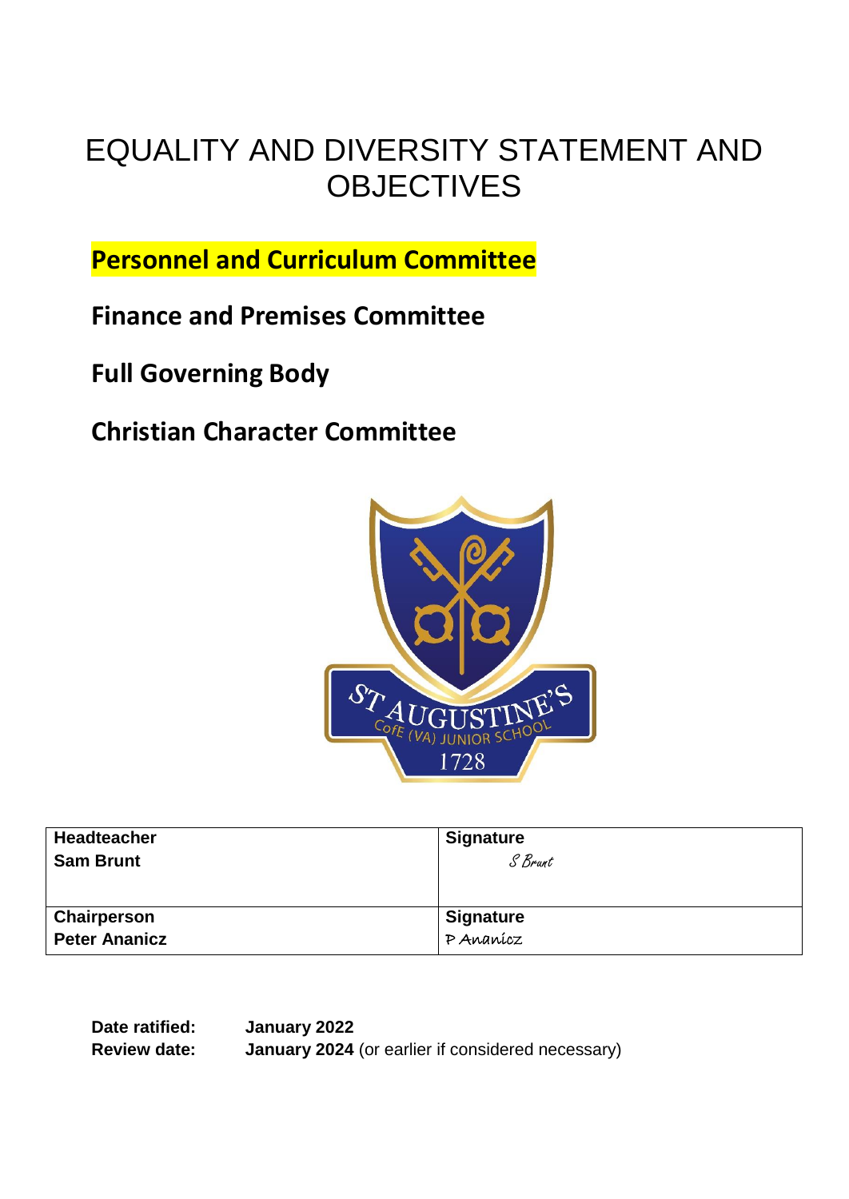# EQUALITY AND DIVERSITY STATEMENT AND OBJECTIVES

**Personnel and Curriculum Committee**

**Finance and Premises Committee**

**Full Governing Body**

**Christian Character Committee**

| **Headteacher**<br>**Sam Brunt** | **Signature**<br>S Brunt |
|---|---|
| **Chairperson**<br>**Peter Ananicz** | **Signature**<br>P Ananicz |

**Date ratified:** **January 2022**

**Review date:** **January 2024** (or earlier if considered necessary)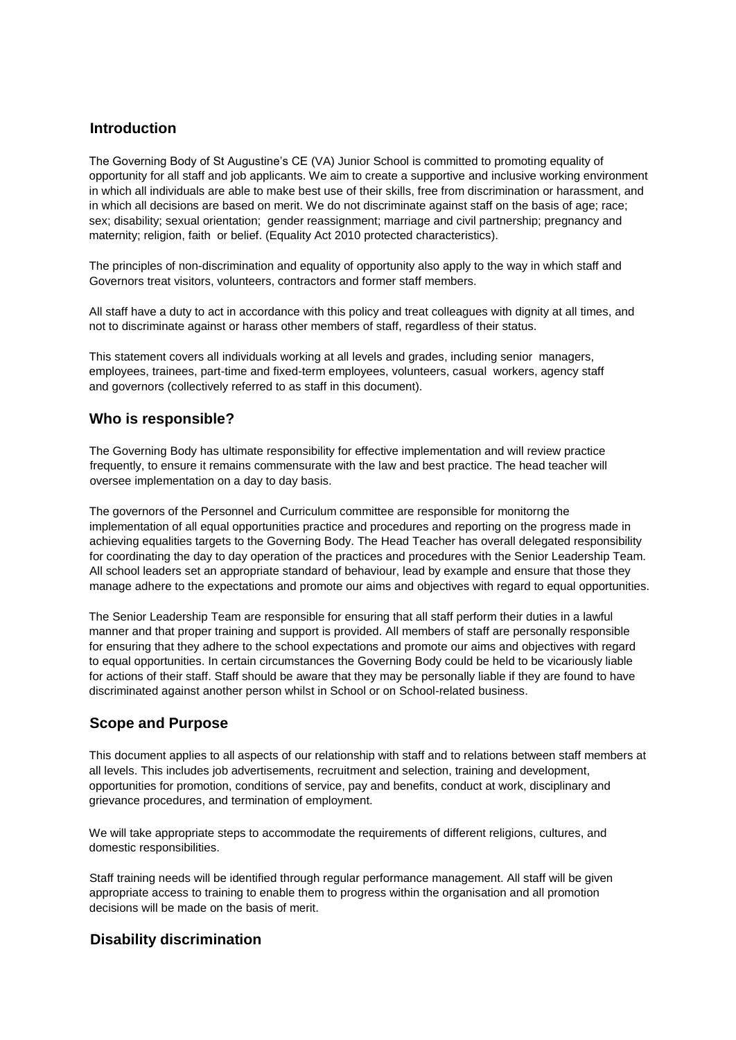## Introduction

The Governing Body of St Augustine's CE (VA) Junior School is committed to promoting equality of opportunity for all staff and job applicants. We aim to create a supportive and inclusive working environment in which all individuals are able to make best use of their skills, free from discrimination or harassment, and in which all decisions are based on merit. We do not discriminate against staff on the basis of age; race; sex; disability; sexual orientation; gender reassignment; marriage and civil partnership; pregnancy and maternity; religion, faith or belief. (Equality Act 2010 protected characteristics).

The principles of non-discrimination and equality of opportunity also apply to the way in which staff and Governors treat visitors, volunteers, contractors and former staff members.

All staff have a duty to act in accordance with this policy and treat colleagues with dignity at all times, and not to discriminate against or harass other members of staff, regardless of their status.

This statement covers all individuals working at all levels and grades, including senior managers, employees, trainees, part-time and fixed-term employees, volunteers, casual workers, agency staff and governors (collectively referred to as staff in this document).

## Who is responsible?

The Governing Body has ultimate responsibility for effective implementation and will review practice frequently, to ensure it remains commensurate with the law and best practice. The head teacher will oversee implementation on a day to day basis.

The governors of the Personnel and Curriculum committee are responsible for monitorng the implementation of all equal opportunities practice and procedures and reporting on the progress made in achieving equalities targets to the Governing Body. The Head Teacher has overall delegated responsibility for coordinating the day to day operation of the practices and procedures with the Senior Leadership Team. All school leaders set an appropriate standard of behaviour, lead by example and ensure that those they manage adhere to the expectations and promote our aims and objectives with regard to equal opportunities.

The Senior Leadership Team are responsible for ensuring that all staff perform their duties in a lawful manner and that proper training and support is provided. All members of staff are personally responsible for ensuring that they adhere to the school expectations and promote our aims and objectives with regard to equal opportunities. In certain circumstances the Governing Body could be held to be vicariously liable for actions of their staff. Staff should be aware that they may be personally liable if they are found to have discriminated against another person whilst in School or on School-related business.

## Scope and Purpose

This document applies to all aspects of our relationship with staff and to relations between staff members at all levels. This includes job advertisements, recruitment and selection, training and development, opportunities for promotion, conditions of service, pay and benefits, conduct at work, disciplinary and grievance procedures, and termination of employment.

We will take appropriate steps to accommodate the requirements of different religions, cultures, and domestic responsibilities.

Staff training needs will be identified through regular performance management. All staff will be given appropriate access to training to enable them to progress within the organisation and all promotion decisions will be made on the basis of merit.

## Disability discrimination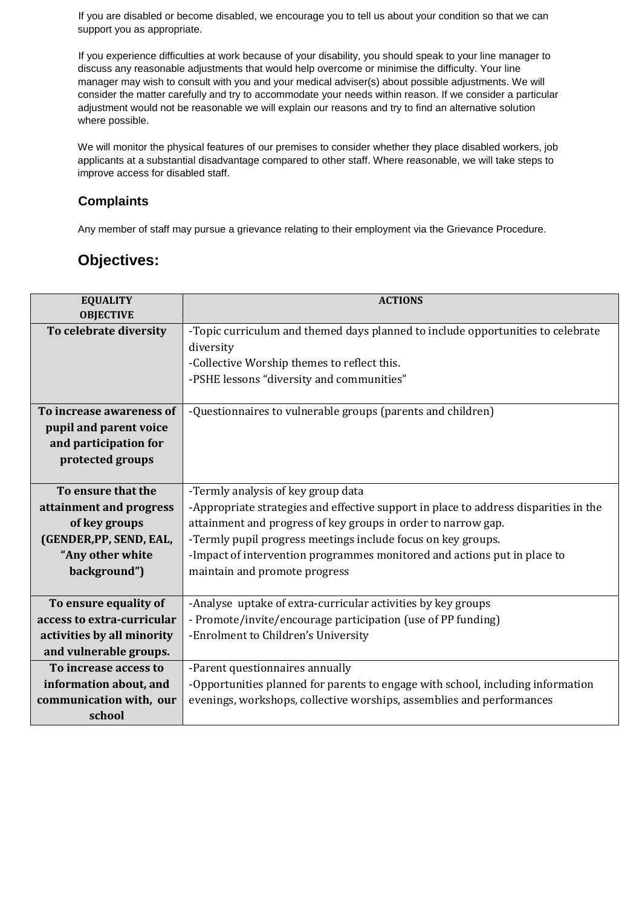If you are disabled or become disabled, we encourage you to tell us about your condition so that we can support you as appropriate.

If you experience difficulties at work because of your disability, you should speak to your line manager to discuss any reasonable adjustments that would help overcome or minimise the difficulty. Your line manager may wish to consult with you and your medical adviser(s) about possible adjustments. We will consider the matter carefully and try to accommodate your needs within reason. If we consider a particular adjustment would not be reasonable we will explain our reasons and try to find an alternative solution where possible.

We will monitor the physical features of our premises to consider whether they place disabled workers, job applicants at a substantial disadvantage compared to other staff. Where reasonable, we will take steps to improve access for disabled staff.

### Complaints

Any member of staff may pursue a grievance relating to their employment via the Grievance Procedure.

## Objectives:

| EQUALITY OBJECTIVE | ACTIONS |
|---|---|
| **To celebrate diversity** | -Topic curriculum and themed days planned to include opportunities to celebrate diversity<br>-Collective Worship themes to reflect this.<br>-PSHE lessons "diversity and communities" |
| **To increase awareness of pupil and parent voice and participation for protected groups** | -Questionnaires to vulnerable groups (parents and children) |
| **To ensure that the attainment and progress of key groups (GENDER,PP, SEND, EAL, "Any other white background")** | -Termly analysis of key group data<br>-Appropriate strategies and effective support in place to address disparities in the attainment and progress of key groups in order to narrow gap.<br>-Termly pupil progress meetings include focus on key groups.<br>-Impact of intervention programmes monitored and actions put in place to maintain and promote progress |
| **To ensure equality of access to extra-curricular activities by all minority and vulnerable groups.** | -Analyse uptake of extra-curricular activities by key groups<br>- Promote/invite/encourage participation (use of PP funding)<br>-Enrolment to Children's University |
| **To increase access to information about, and communication with, our school** | -Parent questionnaires annually<br>-Opportunities planned for parents to engage with school, including information evenings, workshops, collective worships, assemblies and performances |